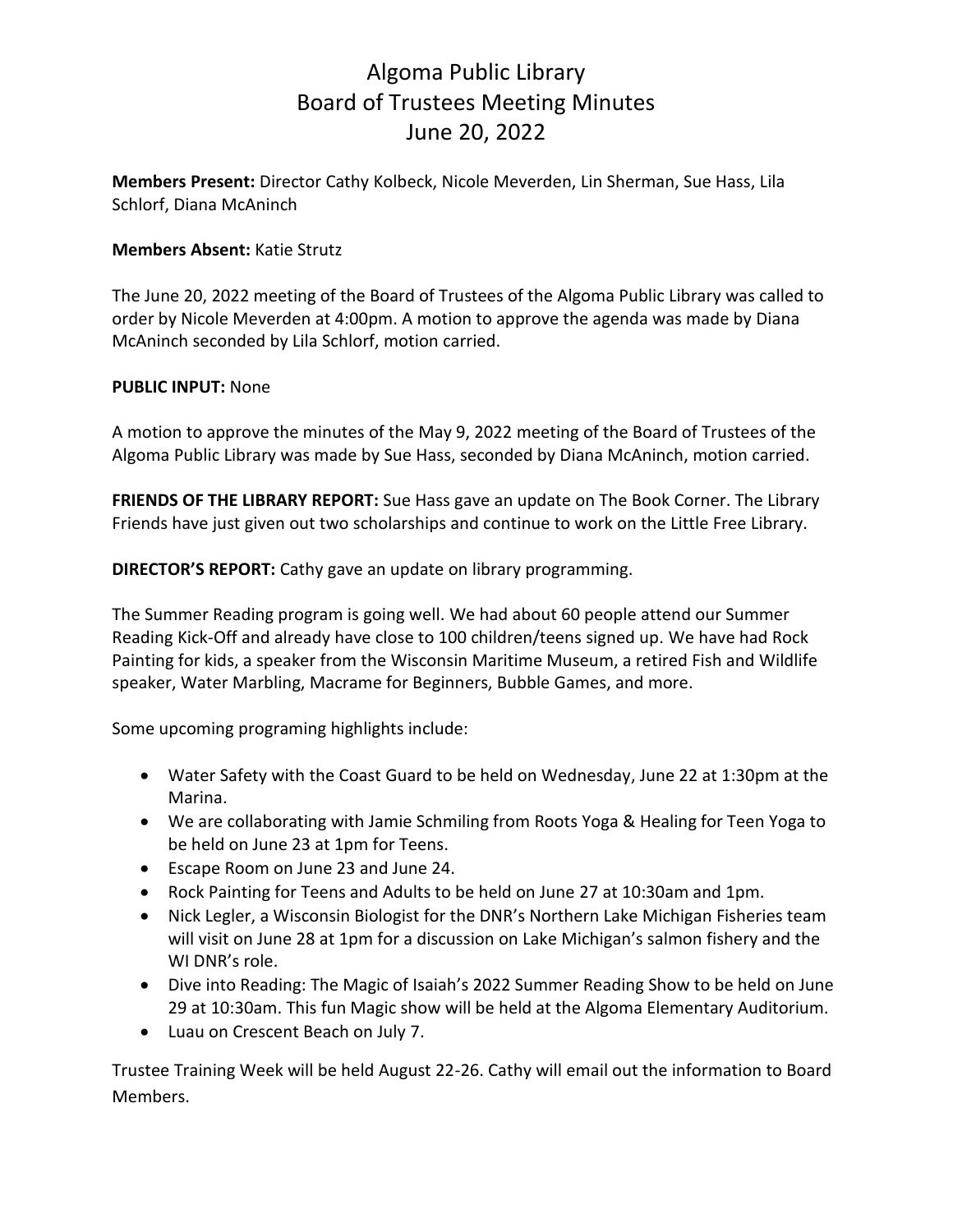# Algoma Public Library
# Board of Trustees Meeting Minutes
# June 20, 2022

**Members Present:** Director Cathy Kolbeck, Nicole Meverden, Lin Sherman, Sue Hass, Lila Schlorf, Diana McAninch

**Members Absent:** Katie Strutz

The June 20, 2022 meeting of the Board of Trustees of the Algoma Public Library was called to order by Nicole Meverden at 4:00pm. A motion to approve the agenda was made by Diana McAninch seconded by Lila Schlorf, motion carried.

**PUBLIC INPUT:** None

A motion to approve the minutes of the May 9, 2022 meeting of the Board of Trustees of the Algoma Public Library was made by Sue Hass, seconded by Diana McAninch, motion carried.

**FRIENDS OF THE LIBRARY REPORT:** Sue Hass gave an update on The Book Corner. The Library Friends have just given out two scholarships and continue to work on the Little Free Library.

**DIRECTOR'S REPORT:** Cathy gave an update on library programming.

The Summer Reading program is going well. We had about 60 people attend our Summer Reading Kick-Off and already have close to 100 children/teens signed up. We have had Rock Painting for kids, a speaker from the Wisconsin Maritime Museum, a retired Fish and Wildlife speaker, Water Marbling, Macrame for Beginners, Bubble Games, and more.

Some upcoming programing highlights include:

- Water Safety with the Coast Guard to be held on Wednesday, June 22 at 1:30pm at the Marina.
- We are collaborating with Jamie Schmiling from Roots Yoga & Healing for Teen Yoga to be held on June 23 at 1pm for Teens.
- Escape Room on June 23 and June 24.
- Rock Painting for Teens and Adults to be held on June 27 at 10:30am and 1pm.
- Nick Legler, a Wisconsin Biologist for the DNR's Northern Lake Michigan Fisheries team will visit on June 28 at 1pm for a discussion on Lake Michigan's salmon fishery and the WI DNR's role.
- Dive into Reading: The Magic of Isaiah's 2022 Summer Reading Show to be held on June 29 at 10:30am. This fun Magic show will be held at the Algoma Elementary Auditorium.
- Luau on Crescent Beach on July 7.

Trustee Training Week will be held August 22-26. Cathy will email out the information to Board Members.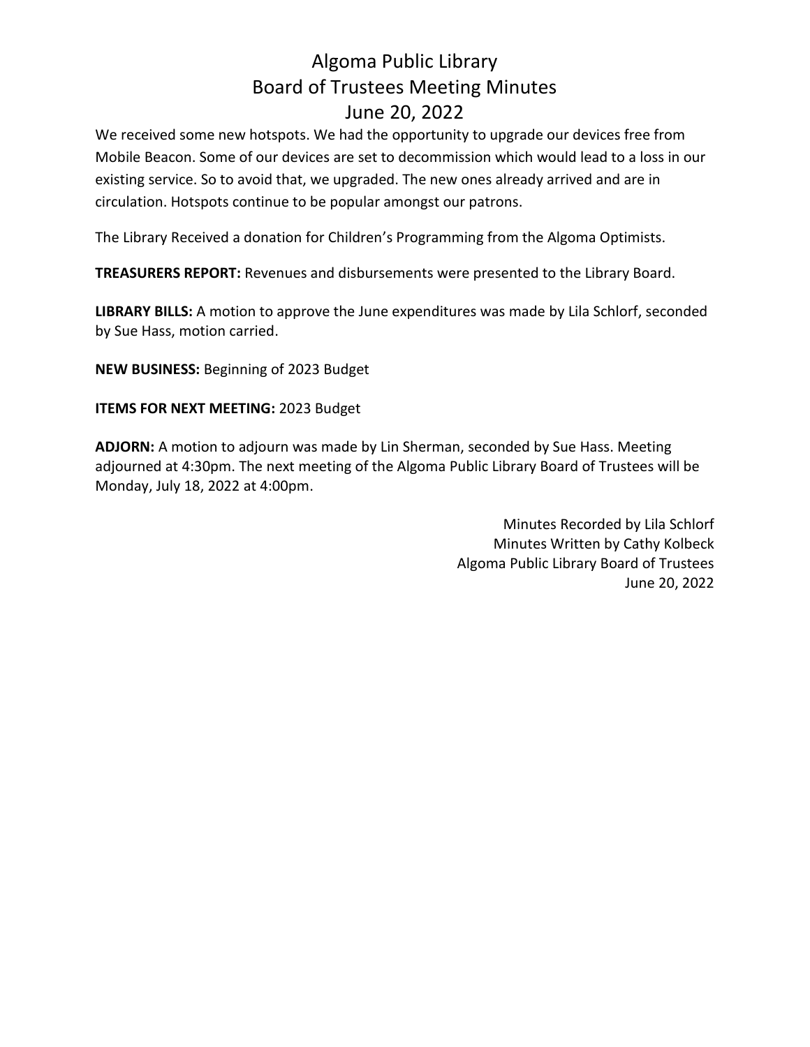# Algoma Public Library
## Board of Trustees Meeting Minutes
## June 20, 2022

We received some new hotspots. We had the opportunity to upgrade our devices free from Mobile Beacon. Some of our devices are set to decommission which would lead to a loss in our existing service. So to avoid that, we upgraded. The new ones already arrived and are in circulation. Hotspots continue to be popular amongst our patrons.

The Library Received a donation for Children's Programming from the Algoma Optimists.

**TREASURERS REPORT:** Revenues and disbursements were presented to the Library Board.

**LIBRARY BILLS:** A motion to approve the June expenditures was made by Lila Schlorf, seconded by Sue Hass, motion carried.

**NEW BUSINESS:** Beginning of 2023 Budget

**ITEMS FOR NEXT MEETING:** 2023 Budget

**ADJORN:** A motion to adjourn was made by Lin Sherman, seconded by Sue Hass. Meeting adjourned at 4:30pm. The next meeting of the Algoma Public Library Board of Trustees will be Monday, July 18, 2022 at 4:00pm.

Minutes Recorded by Lila Schlorf
Minutes Written by Cathy Kolbeck
Algoma Public Library Board of Trustees
June 20, 2022